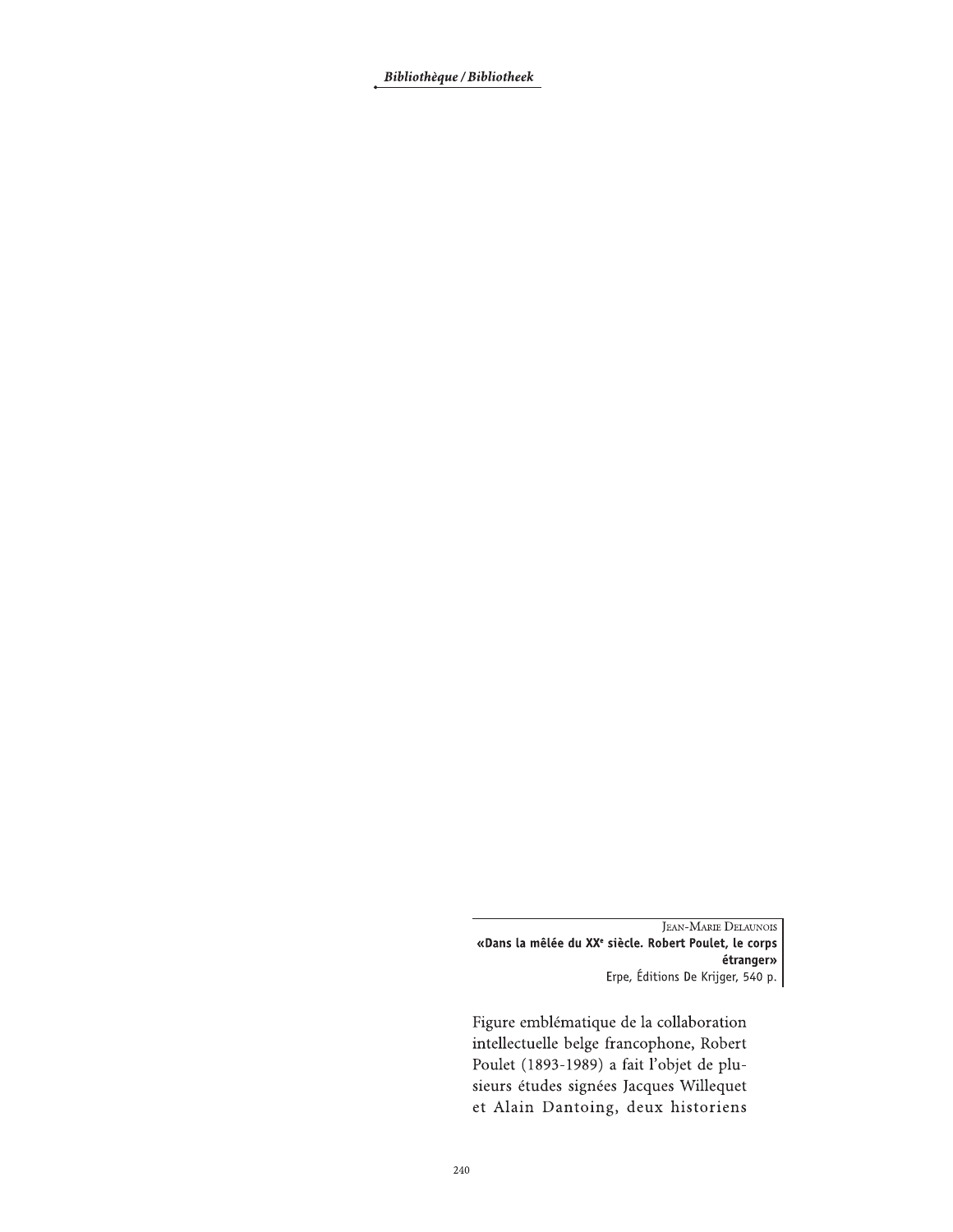Jean-Marie Delaunois
**«Dans la mêlée du XXe siècle. Robert Poulet, le corps étranger»**
Erpe, Éditions De Krijger, 540 p.

Figure emblématique de la collaboration intellectuelle belge francophone, Robert Poulet (1893-1989) a fait l'objet de plusieurs études signées Jacques Willequet et Alain Dantoing, deux historiens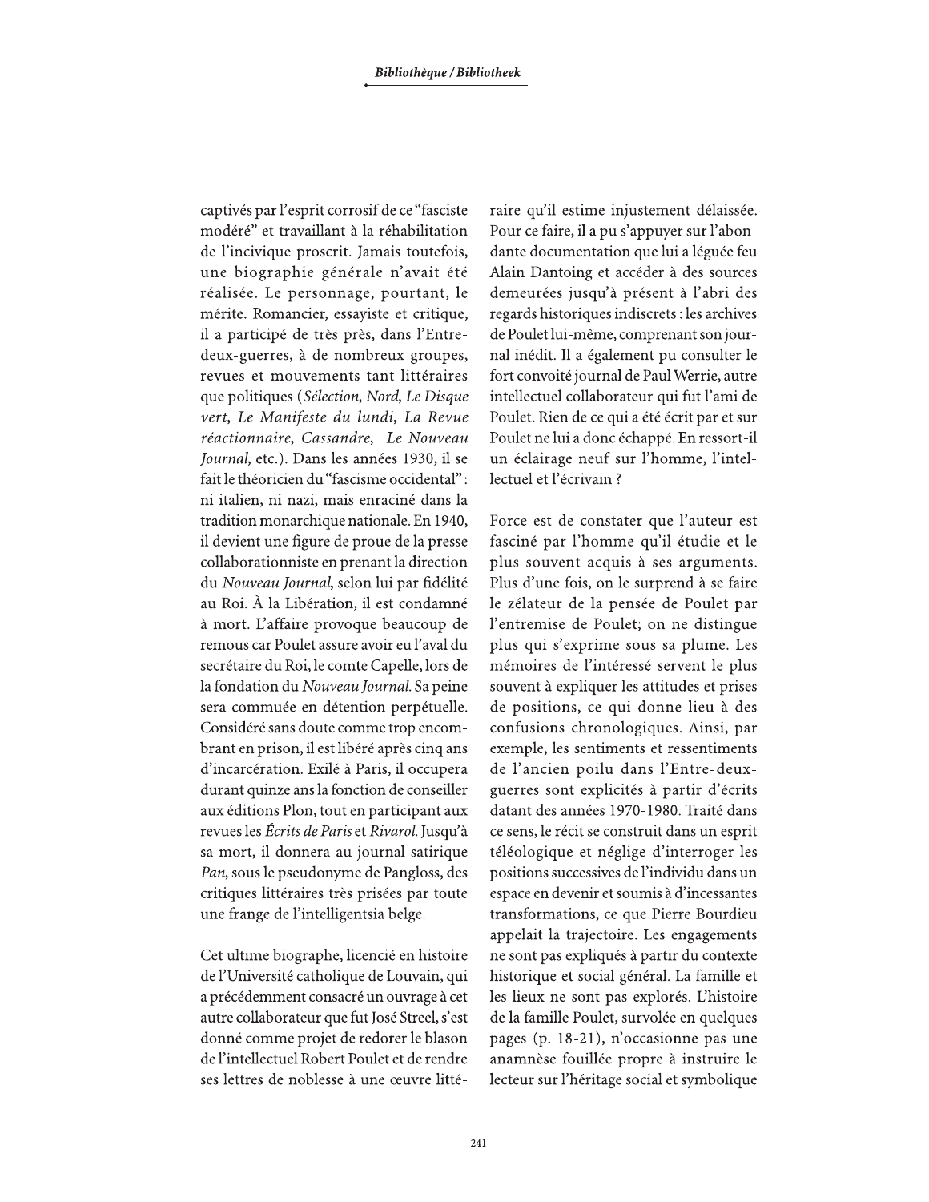captivés par l'esprit corrosif de ce "fasciste modéré" et travaillant à la réhabilitation de l'incivique proscrit. Jamais toutefois, une biographie générale n'avait été réalisée. Le personnage, pourtant, le mérite. Romancier, essayiste et critique, il a participé de très près, dans l'Entre-deux-guerres, à de nombreux groupes, revues et mouvements tant littéraires que politiques (*Sélection*, *Nord*, *Le Disque vert*, *Le Manifeste du lundi*, *La Revue réactionnaire*, *Cassandre*, *Le Nouveau Journal*, etc.). Dans les années 1930, il se fait le théoricien du "fascisme occidental" : ni italien, ni nazi, mais enraciné dans la tradition monarchique nationale. En 1940, il devient une figure de proue de la presse collaborationniste en prenant la direction du *Nouveau Journal*, selon lui par fidélité au Roi. À la Libération, il est condamné à mort. L'affaire provoque beaucoup de remous car Poulet assure avoir eu l'aval du secrétaire du Roi, le comte Capelle, lors de la fondation du *Nouveau Journal*. Sa peine sera commuée en détention perpétuelle. Considéré sans doute comme trop encombrant en prison, il est libéré après cinq ans d'incarcération. Exilé à Paris, il occupera durant quinze ans la fonction de conseiller aux éditions Plon, tout en participant aux revues les *Écrits de Paris* et *Rivarol*. Jusqu'à sa mort, il donnera au journal satirique *Pan*, sous le pseudonyme de Pangloss, des critiques littéraires très prisées par toute une frange de l'intelligentsia belge.

Cet ultime biographe, licencié en histoire de l'Université catholique de Louvain, qui a précédemment consacré un ouvrage à cet autre collaborateur que fut José Streel, s'est donné comme projet de redorer le blason de l'intellectuel Robert Poulet et de rendre ses lettres de noblesse à une œuvre littéraire qu'il estime injustement délaissée. Pour ce faire, il a pu s'appuyer sur l'abondante documentation que lui a léguée feu Alain Dantoing et accéder à des sources demeurées jusqu'à présent à l'abri des regards historiques indiscrets : les archives de Poulet lui-même, comprenant son journal inédit. Il a également pu consulter le fort convoité journal de Paul Werrie, autre intellectuel collaborateur qui fut l'ami de Poulet. Rien de ce qui a été écrit par et sur Poulet ne lui a donc échappé. En ressort-il un éclairage neuf sur l'homme, l'intellectuel et l'écrivain ?

Force est de constater que l'auteur est fasciné par l'homme qu'il étudie et le plus souvent acquis à ses arguments. Plus d'une fois, on le surprend à se faire le zélateur de la pensée de Poulet par l'entremise de Poulet; on ne distingue plus qui s'exprime sous sa plume. Les mémoires de l'intéressé servent le plus souvent à expliquer les attitudes et prises de positions, ce qui donne lieu à des confusions chronologiques. Ainsi, par exemple, les sentiments et ressentiments de l'ancien poilu dans l'Entre-deux-guerres sont explicités à partir d'écrits datant des années 1970-1980. Traité dans ce sens, le récit se construit dans un esprit téléologique et néglige d'interroger les positions successives de l'individu dans un espace en devenir et soumis à d'incessantes transformations, ce que Pierre Bourdieu appelait la trajectoire. Les engagements ne sont pas expliqués à partir du contexte historique et social général. La famille et les lieux ne sont pas explorés. L'histoire de la famille Poulet, survolée en quelques pages (p. 18-21), n'occasionne pas une anamnèse fouillée propre à instruire le lecteur sur l'héritage social et symbolique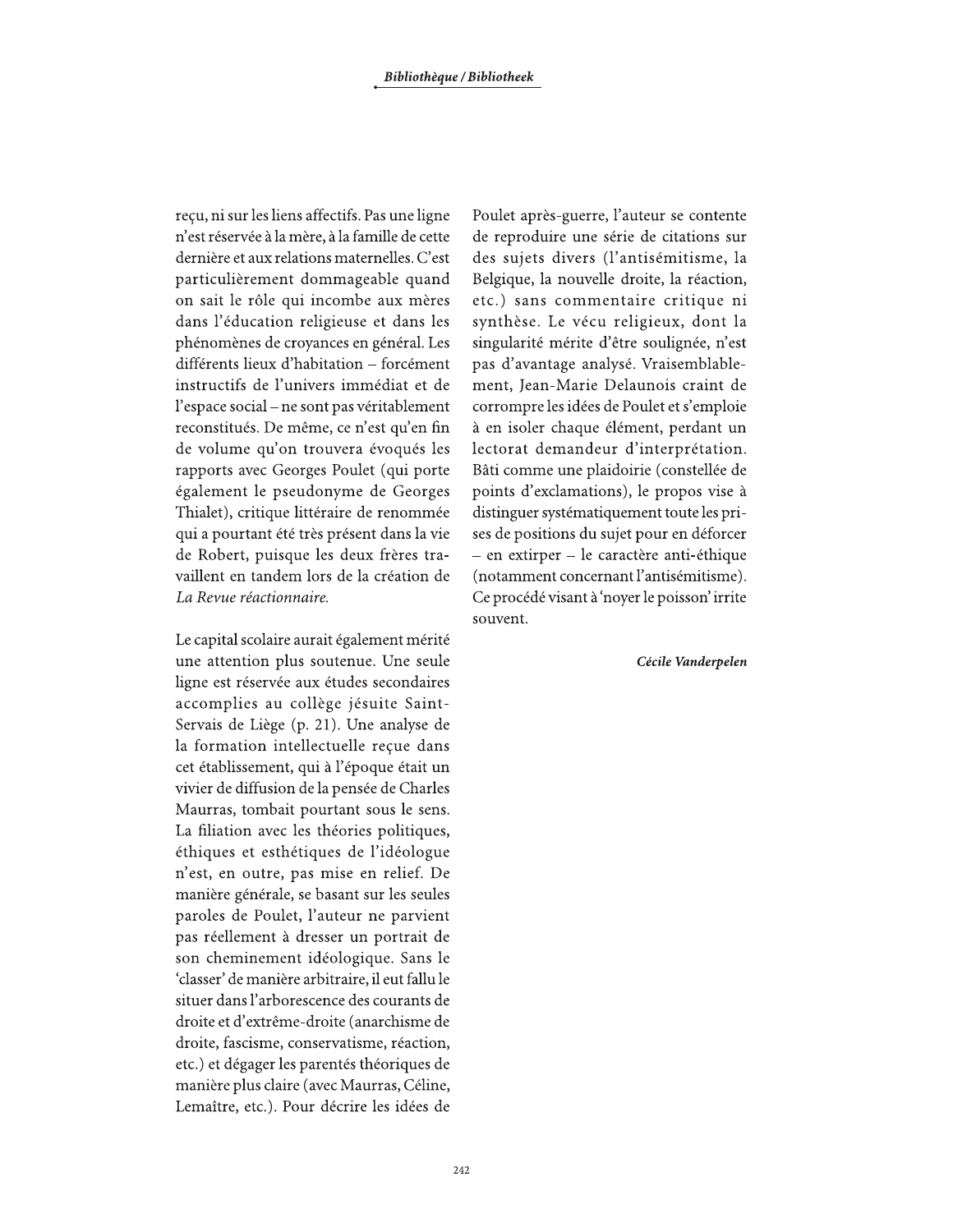reçu, ni sur les liens affectifs. Pas une ligne n'est réservée à la mère, à la famille de cette dernière et aux relations maternelles. C'est particulièrement dommageable quand on sait le rôle qui incombe aux mères dans l'éducation religieuse et dans les phénomènes de croyances en général. Les différents lieux d'habitation – forcément instructifs de l'univers immédiat et de l'espace social – ne sont pas véritablement reconstitués. De même, ce n'est qu'en fin de volume qu'on trouvera évoqués les rapports avec Georges Poulet (qui porte également le pseudonyme de Georges Thialet), critique littéraire de renommée qui a pourtant été très présent dans la vie de Robert, puisque les deux frères travaillent en tandem lors de la création de *La Revue réactionnaire.*

Le capital scolaire aurait également mérité une attention plus soutenue. Une seule ligne est réservée aux études secondaires accomplies au collège jésuite Saint-Servais de Liège (p. 21). Une analyse de la formation intellectuelle reçue dans cet établissement, qui à l'époque était un vivier de diffusion de la pensée de Charles Maurras, tombait pourtant sous le sens. La filiation avec les théories politiques, éthiques et esthétiques de l'idéologue n'est, en outre, pas mise en relief. De manière générale, se basant sur les seules paroles de Poulet, l'auteur ne parvient pas réellement à dresser un portrait de son cheminement idéologique. Sans le 'classer' de manière arbitraire, il eut fallu le situer dans l'arborescence des courants de droite et d'extrême-droite (anarchisme de droite, fascisme, conservatisme, réaction, etc.) et dégager les parentés théoriques de manière plus claire (avec Maurras, Céline, Lemaître, etc.). Pour décrire les idées de Poulet après-guerre, l'auteur se contente de reproduire une série de citations sur des sujets divers (l'antisémitisme, la Belgique, la nouvelle droite, la réaction, etc.) sans commentaire critique ni synthèse. Le vécu religieux, dont la singularité mérite d'être soulignée, n'est pas d'avantage analysé. Vraisemblablement, Jean-Marie Delaunois craint de corrompre les idées de Poulet et s'emploie à en isoler chaque élément, perdant un lectorat demandeur d'interprétation. Bâti comme une plaidoirie (constellée de points d'exclamations), le propos vise à distinguer systématiquement toute les prises de positions du sujet pour en déforcer – en extirper – le caractère anti-éthique (notamment concernant l'antisémitisme). Ce procédé visant à 'noyer le poisson' irrite souvent.

***Cécile Vanderpelen***